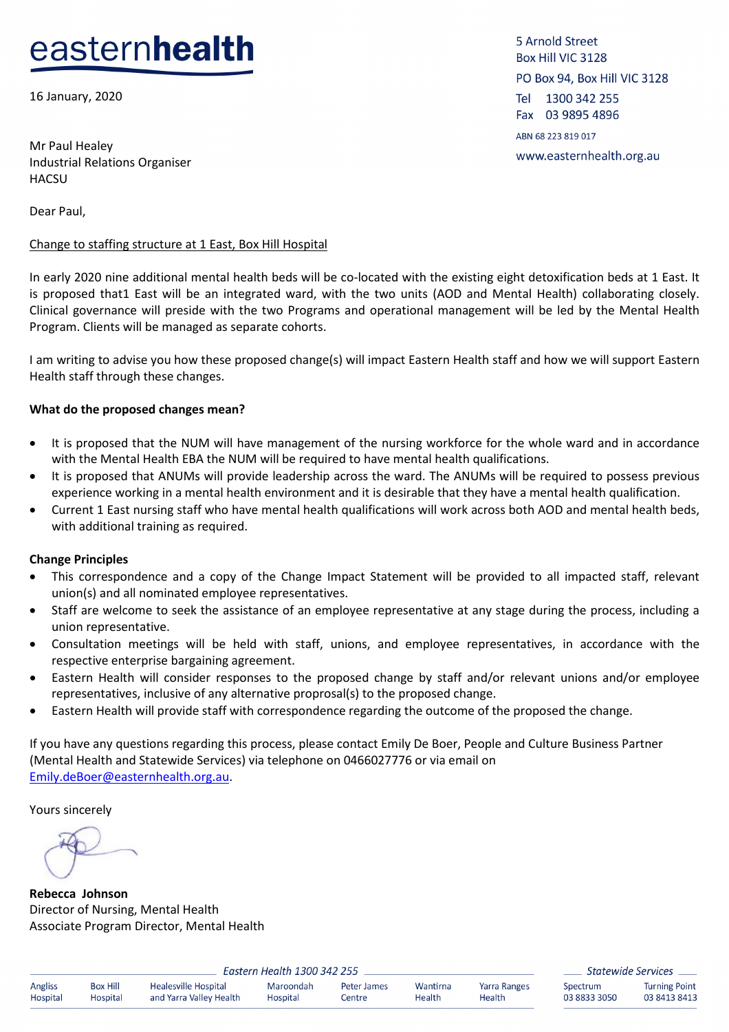# easternhealth

5 Arnold Street
Box Hill VIC 3128
PO Box 94, Box Hill VIC 3128
Tel 1300 342 255
Fax 03 9895 4896
ABN 68 223 819 017
www.easternhealth.org.au

16 January, 2020

Mr Paul Healey
Industrial Relations Organiser
HACSU

Dear Paul,

Change to staffing structure at 1 East, Box Hill Hospital

In early 2020 nine additional mental health beds will be co-located with the existing eight detoxification beds at 1 East. It is proposed that1 East will be an integrated ward, with the two units (AOD and Mental Health) collaborating closely. Clinical governance will preside with the two Programs and operational management will be led by the Mental Health Program. Clients will be managed as separate cohorts.

I am writing to advise you how these proposed change(s) will impact Eastern Health staff and how we will support Eastern Health staff through these changes.

**What do the proposed changes mean?**

- It is proposed that the NUM will have management of the nursing workforce for the whole ward and in accordance with the Mental Health EBA the NUM will be required to have mental health qualifications.
- It is proposed that ANUMs will provide leadership across the ward. The ANUMs will be required to possess previous experience working in a mental health environment and it is desirable that they have a mental health qualification.
- Current 1 East nursing staff who have mental health qualifications will work across both AOD and mental health beds, with additional training as required.

**Change Principles**

- This correspondence and a copy of the Change Impact Statement will be provided to all impacted staff, relevant union(s) and all nominated employee representatives.
- Staff are welcome to seek the assistance of an employee representative at any stage during the process, including a union representative.
- Consultation meetings will be held with staff, unions, and employee representatives, in accordance with the respective enterprise bargaining agreement.
- Eastern Health will consider responses to the proposed change by staff and/or relevant unions and/or employee representatives, inclusive of any alternative proprosal(s) to the proposed change.
- Eastern Health will provide staff with correspondence regarding the outcome of the proposed the change.

If you have any questions regarding this process, please contact Emily De Boer, People and Culture Business Partner (Mental Health and Statewide Services) via telephone on 0466027776 or via email on Emily.deBoer@easternhealth.org.au.

Yours sincerely

**Rebecca Johnson**
Director of Nursing, Mental Health
Associate Program Director, Mental Health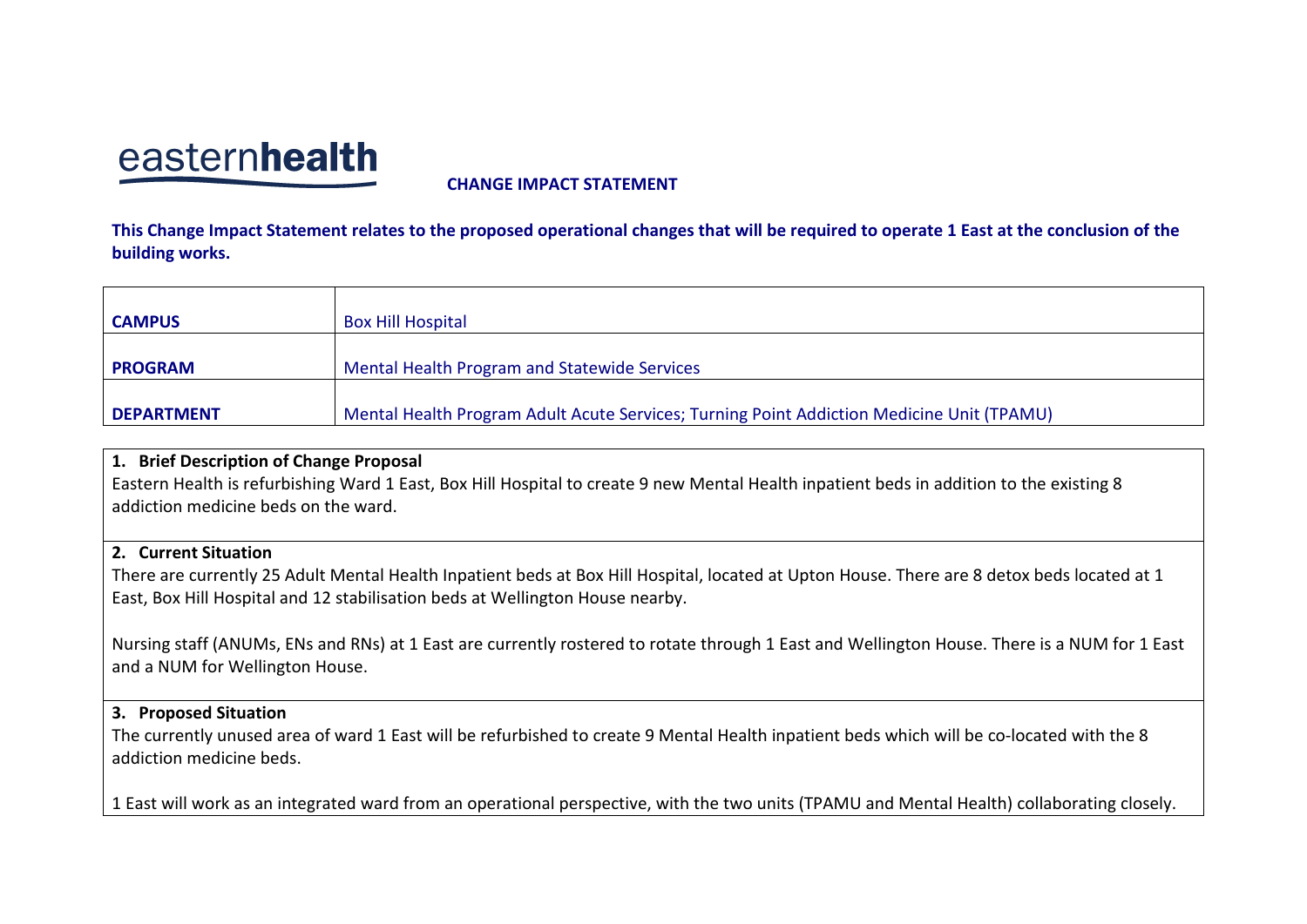easternhealth

**CHANGE IMPACT STATEMENT**

**This Change Impact Statement relates to the proposed operational changes that will be required to operate 1 East at the conclusion of the building works.**

| | |
|---|---|
| **CAMPUS** | Box Hill Hospital |
| **PROGRAM** | Mental Health Program and Statewide Services |
| **DEPARTMENT** | Mental Health Program Adult Acute Services; Turning Point Addiction Medicine Unit (TPAMU) |

**1. Brief Description of Change Proposal**

Eastern Health is refurbishing Ward 1 East, Box Hill Hospital to create 9 new Mental Health inpatient beds in addition to the existing 8 addiction medicine beds on the ward.

**2. Current Situation**

There are currently 25 Adult Mental Health Inpatient beds at Box Hill Hospital, located at Upton House. There are 8 detox beds located at 1 East, Box Hill Hospital and 12 stabilisation beds at Wellington House nearby.

Nursing staff (ANUMs, ENs and RNs) at 1 East are currently rostered to rotate through 1 East and Wellington House. There is a NUM for 1 East and a NUM for Wellington House.

**3. Proposed Situation**

The currently unused area of ward 1 East will be refurbished to create 9 Mental Health inpatient beds which will be co-located with the 8 addiction medicine beds.

1 East will work as an integrated ward from an operational perspective, with the two units (TPAMU and Mental Health) collaborating closely.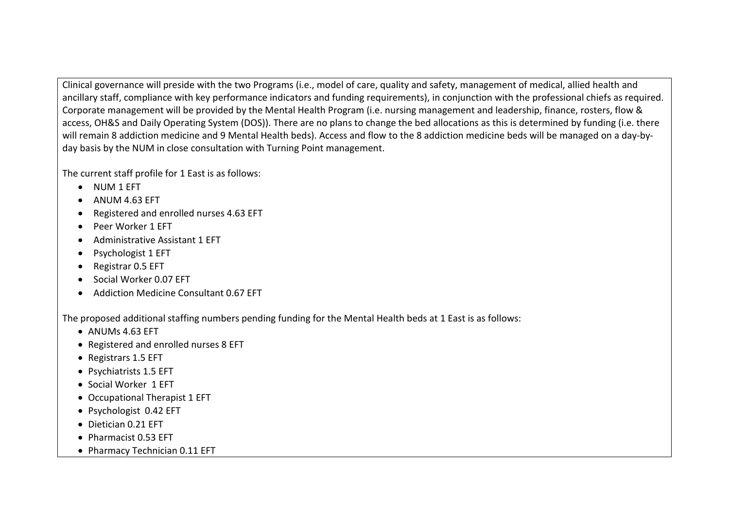Clinical governance will preside with the two Programs (i.e., model of care, quality and safety, management of medical, allied health and ancillary staff, compliance with key performance indicators and funding requirements), in conjunction with the professional chiefs as required. Corporate management will be provided by the Mental Health Program (i.e. nursing management and leadership, finance, rosters, flow & access, OH&S and Daily Operating System (DOS)). There are no plans to change the bed allocations as this is determined by funding (i.e. there will remain 8 addiction medicine and 9 Mental Health beds). Access and flow to the 8 addiction medicine beds will be managed on a day-by-day basis by the NUM in close consultation with Turning Point management.

The current staff profile for 1 East is as follows:

- NUM 1 EFT
- ANUM 4.63 EFT
- Registered and enrolled nurses 4.63 EFT
- Peer Worker 1 EFT
- Administrative Assistant 1 EFT
- Psychologist 1 EFT
- Registrar 0.5 EFT
- Social Worker 0.07 EFT
- Addiction Medicine Consultant 0.67 EFT

The proposed additional staffing numbers pending funding for the Mental Health beds at 1 East is as follows:

- ANUMs 4.63 EFT
- Registered and enrolled nurses 8 EFT
- Registrars 1.5 EFT
- Psychiatrists 1.5 EFT
- Social Worker 1 EFT
- Occupational Therapist 1 EFT
- Psychologist 0.42 EFT
- Dietician 0.21 EFT
- Pharmacist 0.53 EFT
- Pharmacy Technician 0.11 EFT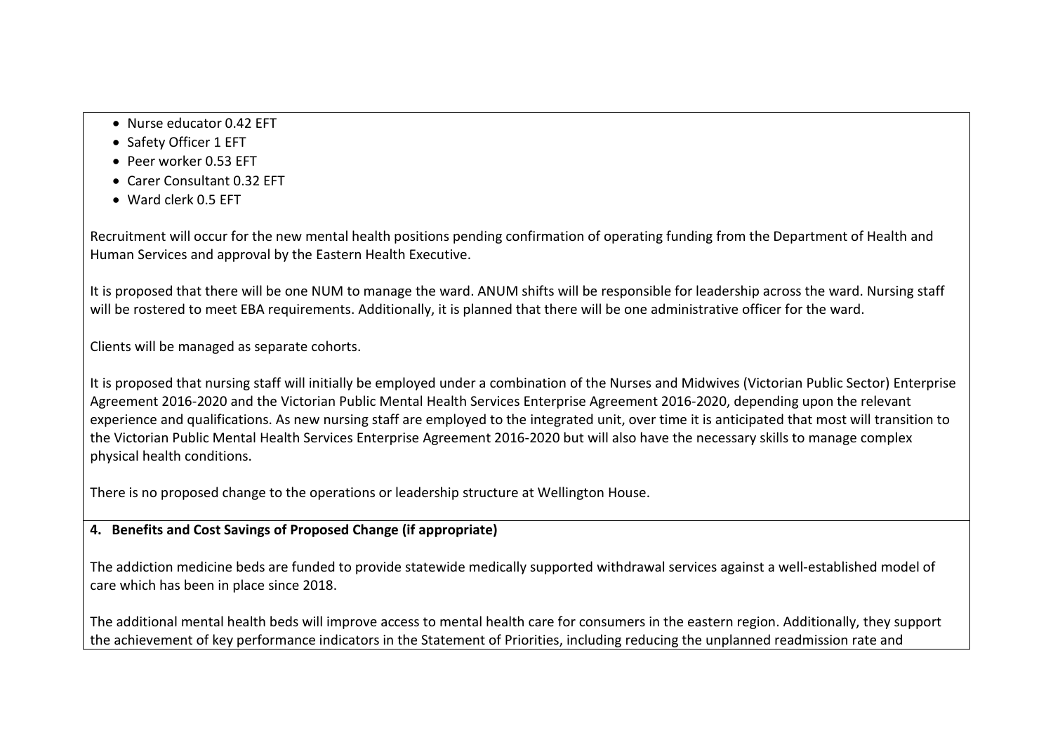- Nurse educator 0.42 EFT
- Safety Officer 1 EFT
- Peer worker 0.53 EFT
- Carer Consultant 0.32 EFT
- Ward clerk 0.5 EFT

Recruitment will occur for the new mental health positions pending confirmation of operating funding from the Department of Health and Human Services and approval by the Eastern Health Executive.

It is proposed that there will be one NUM to manage the ward. ANUM shifts will be responsible for leadership across the ward. Nursing staff will be rostered to meet EBA requirements. Additionally, it is planned that there will be one administrative officer for the ward.

Clients will be managed as separate cohorts.

It is proposed that nursing staff will initially be employed under a combination of the Nurses and Midwives (Victorian Public Sector) Enterprise Agreement 2016-2020 and the Victorian Public Mental Health Services Enterprise Agreement 2016-2020, depending upon the relevant experience and qualifications. As new nursing staff are employed to the integrated unit, over time it is anticipated that most will transition to the Victorian Public Mental Health Services Enterprise Agreement 2016-2020 but will also have the necessary skills to manage complex physical health conditions.

There is no proposed change to the operations or leadership structure at Wellington House.

**4. Benefits and Cost Savings of Proposed Change (if appropriate)**

The addiction medicine beds are funded to provide statewide medically supported withdrawal services against a well-established model of care which has been in place since 2018.

The additional mental health beds will improve access to mental health care for consumers in the eastern region. Additionally, they support the achievement of key performance indicators in the Statement of Priorities, including reducing the unplanned readmission rate and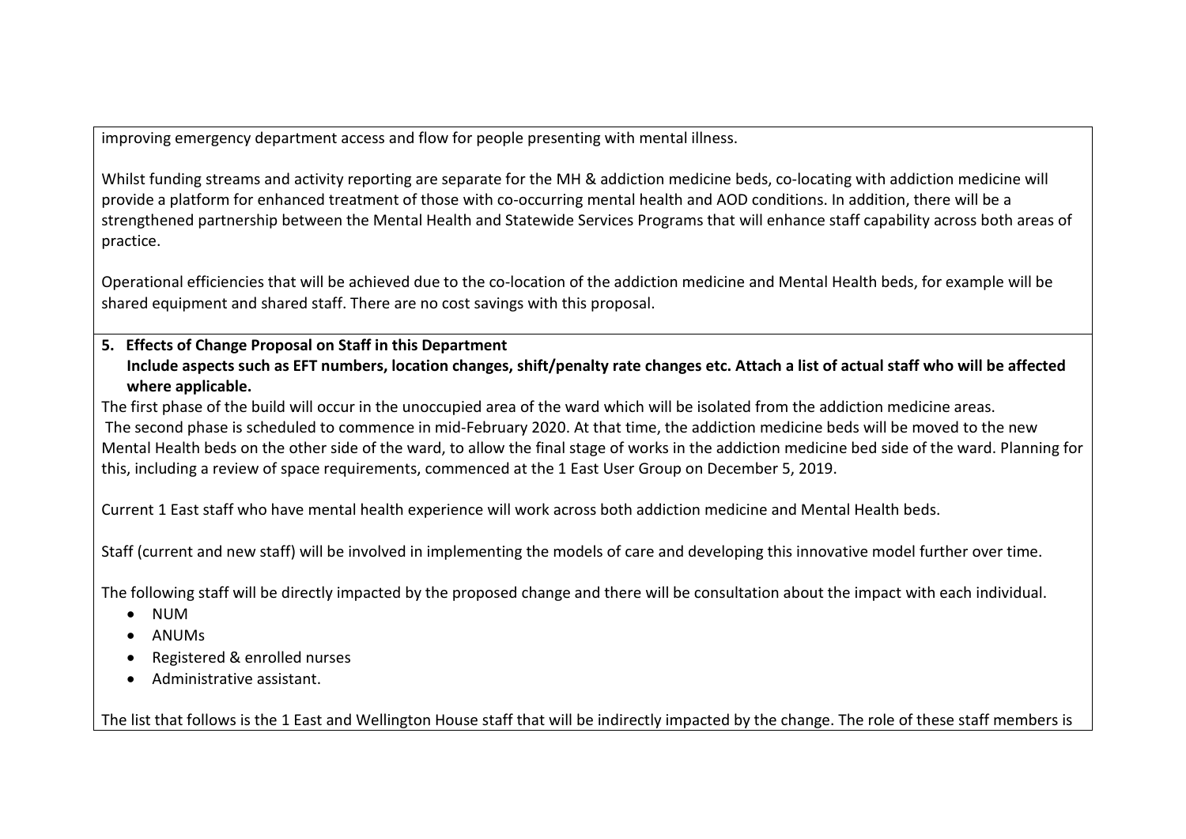improving emergency department access and flow for people presenting with mental illness.

Whilst funding streams and activity reporting are separate for the MH & addiction medicine beds, co-locating with addiction medicine will provide a platform for enhanced treatment of those with co-occurring mental health and AOD conditions. In addition, there will be a strengthened partnership between the Mental Health and Statewide Services Programs that will enhance staff capability across both areas of practice.

Operational efficiencies that will be achieved due to the co-location of the addiction medicine and Mental Health beds, for example will be shared equipment and shared staff. There are no cost savings with this proposal.

**5. Effects of Change Proposal on Staff in this Department**
**Include aspects such as EFT numbers, location changes, shift/penalty rate changes etc. Attach a list of actual staff who will be affected where applicable.**

The first phase of the build will occur in the unoccupied area of the ward which will be isolated from the addiction medicine areas.
The second phase is scheduled to commence in mid-February 2020. At that time, the addiction medicine beds will be moved to the new Mental Health beds on the other side of the ward, to allow the final stage of works in the addiction medicine bed side of the ward. Planning for this, including a review of space requirements, commenced at the 1 East User Group on December 5, 2019.

Current 1 East staff who have mental health experience will work across both addiction medicine and Mental Health beds.

Staff (current and new staff) will be involved in implementing the models of care and developing this innovative model further over time.

The following staff will be directly impacted by the proposed change and there will be consultation about the impact with each individual.

- NUM
- ANUMs
- Registered & enrolled nurses
- Administrative assistant.

The list that follows is the 1 East and Wellington House staff that will be indirectly impacted by the change. The role of these staff members is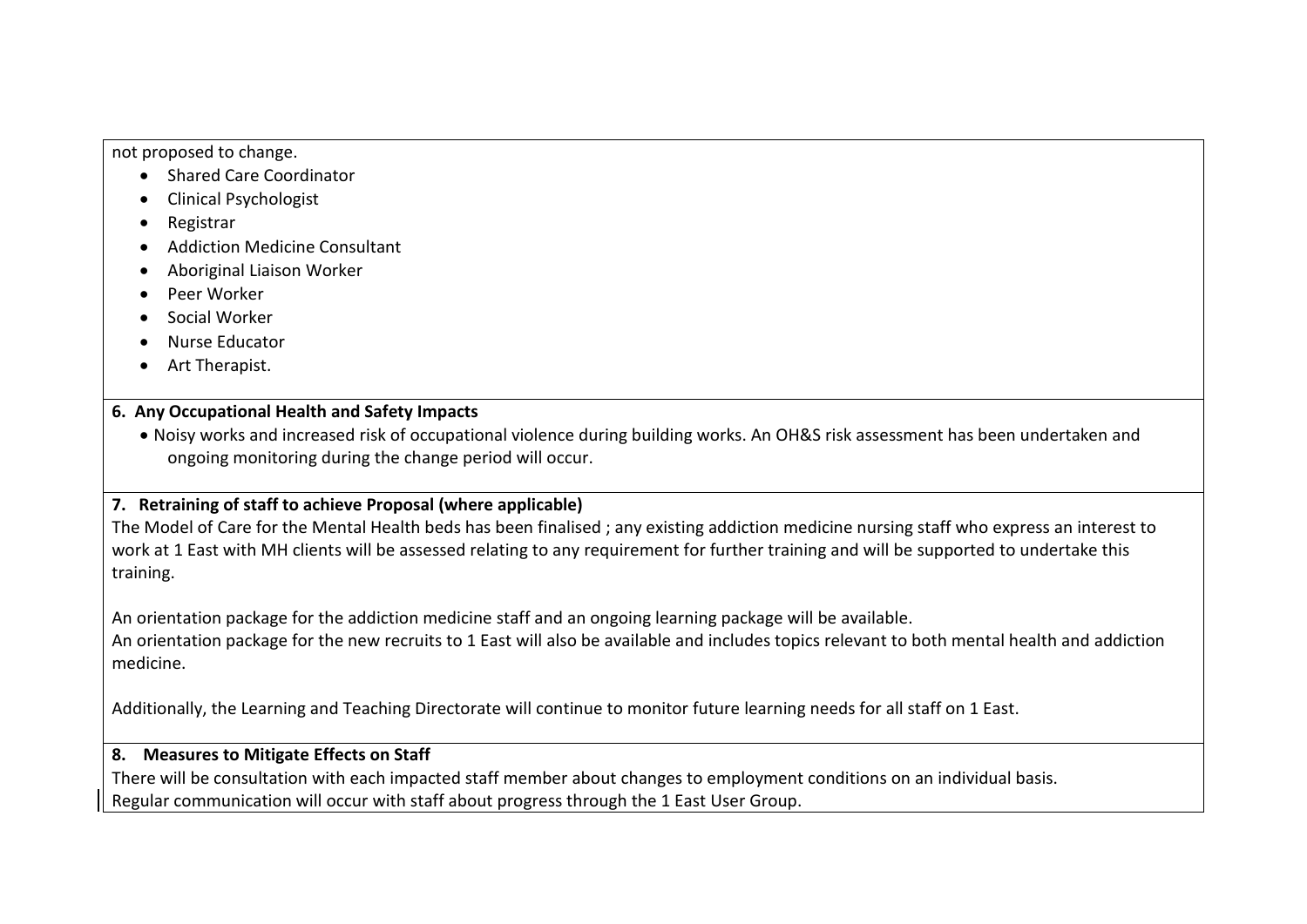not proposed to change.

- Shared Care Coordinator
- Clinical Psychologist
- Registrar
- Addiction Medicine Consultant
- Aboriginal Liaison Worker
- Peer Worker
- Social Worker
- Nurse Educator
- Art Therapist.

**6. Any Occupational Health and Safety Impacts**

- Noisy works and increased risk of occupational violence during building works. An OH&S risk assessment has been undertaken and ongoing monitoring during the change period will occur.

**7. Retraining of staff to achieve Proposal (where applicable)**

The Model of Care for the Mental Health beds has been finalised ; any existing addiction medicine nursing staff who express an interest to work at 1 East with MH clients will be assessed relating to any requirement for further training and will be supported to undertake this training.

An orientation package for the addiction medicine staff and an ongoing learning package will be available.
An orientation package for the new recruits to 1 East will also be available and includes topics relevant to both mental health and addiction medicine.

Additionally, the Learning and Teaching Directorate will continue to monitor future learning needs for all staff on 1 East.

**8. Measures to Mitigate Effects on Staff**

There will be consultation with each impacted staff member about changes to employment conditions on an individual basis.
Regular communication will occur with staff about progress through the 1 East User Group.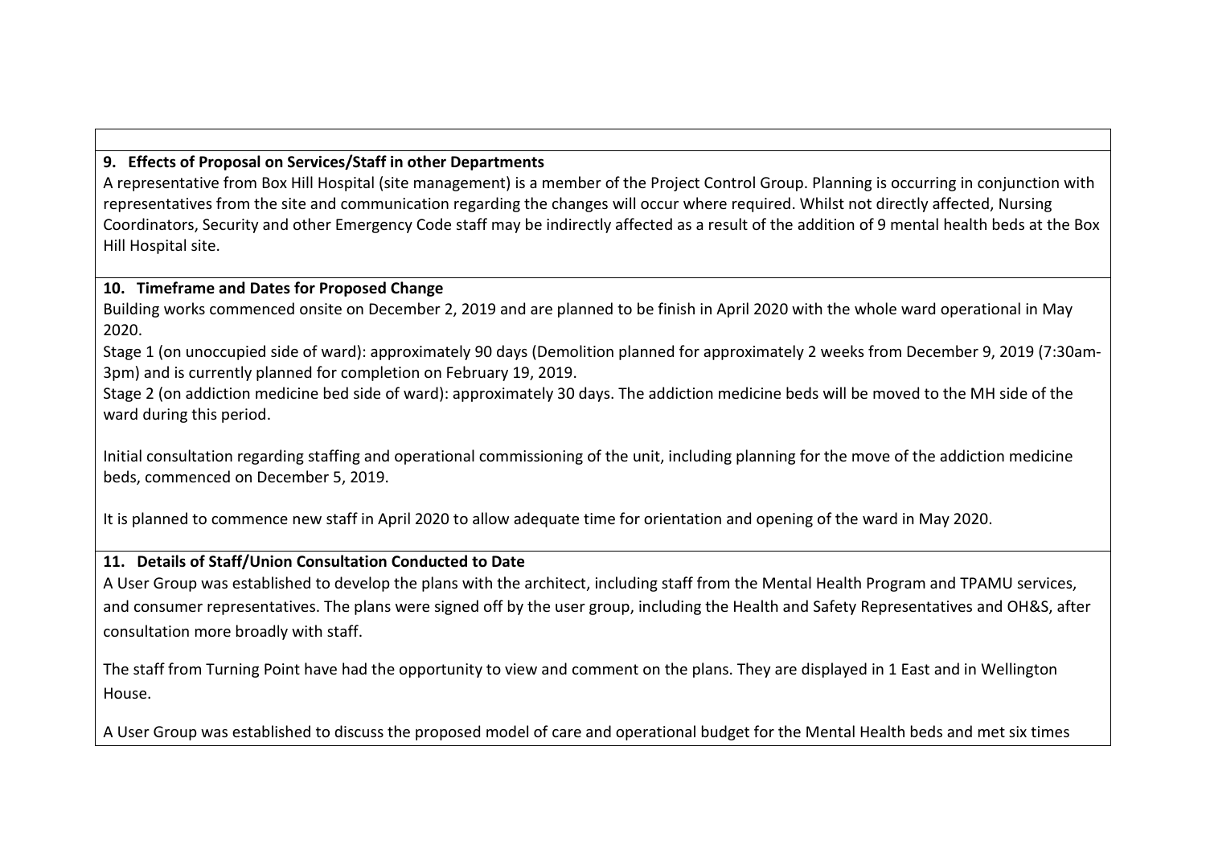**9. Effects of Proposal on Services/Staff in other Departments**

A representative from Box Hill Hospital (site management) is a member of the Project Control Group. Planning is occurring in conjunction with representatives from the site and communication regarding the changes will occur where required. Whilst not directly affected, Nursing Coordinators, Security and other Emergency Code staff may be indirectly affected as a result of the addition of 9 mental health beds at the Box Hill Hospital site.

**10. Timeframe and Dates for Proposed Change**

Building works commenced onsite on December 2, 2019 and are planned to be finish in April 2020 with the whole ward operational in May 2020.

Stage 1 (on unoccupied side of ward): approximately 90 days (Demolition planned for approximately 2 weeks from December 9, 2019 (7:30am-3pm) and is currently planned for completion on February 19, 2019.

Stage 2 (on addiction medicine bed side of ward): approximately 30 days. The addiction medicine beds will be moved to the MH side of the ward during this period.

Initial consultation regarding staffing and operational commissioning of the unit, including planning for the move of the addiction medicine beds, commenced on December 5, 2019.

It is planned to commence new staff in April 2020 to allow adequate time for orientation and opening of the ward in May 2020.

**11. Details of Staff/Union Consultation Conducted to Date**

A User Group was established to develop the plans with the architect, including staff from the Mental Health Program and TPAMU services, and consumer representatives. The plans were signed off by the user group, including the Health and Safety Representatives and OH&S, after consultation more broadly with staff.

The staff from Turning Point have had the opportunity to view and comment on the plans. They are displayed in 1 East and in Wellington House.

A User Group was established to discuss the proposed model of care and operational budget for the Mental Health beds and met six times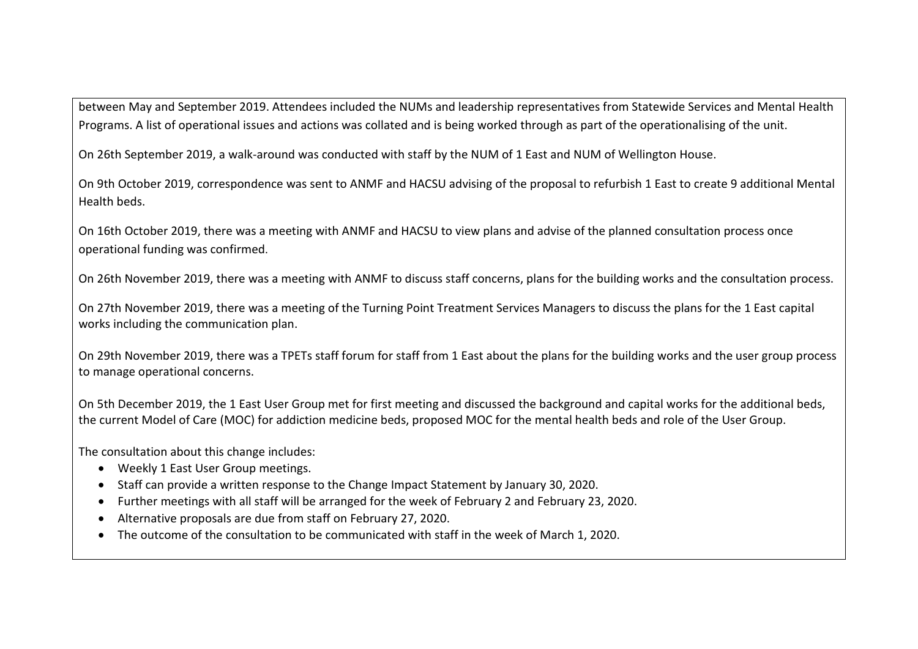between May and September 2019. Attendees included the NUMs and leadership representatives from Statewide Services and Mental Health Programs. A list of operational issues and actions was collated and is being worked through as part of the operationalising of the unit.

On 26th September 2019, a walk-around was conducted with staff by the NUM of 1 East and NUM of Wellington House.

On 9th October 2019, correspondence was sent to ANMF and HACSU advising of the proposal to refurbish 1 East to create 9 additional Mental Health beds.

On 16th October 2019, there was a meeting with ANMF and HACSU to view plans and advise of the planned consultation process once operational funding was confirmed.

On 26th November 2019, there was a meeting with ANMF to discuss staff concerns, plans for the building works and the consultation process.

On 27th November 2019, there was a meeting of the Turning Point Treatment Services Managers to discuss the plans for the 1 East capital works including the communication plan.

On 29th November 2019, there was a TPETs staff forum for staff from 1 East about the plans for the building works and the user group process to manage operational concerns.

On 5th December 2019, the 1 East User Group met for first meeting and discussed the background and capital works for the additional beds, the current Model of Care (MOC) for addiction medicine beds, proposed MOC for the mental health beds and role of the User Group.

The consultation about this change includes:

- Weekly 1 East User Group meetings.
- Staff can provide a written response to the Change Impact Statement by January 30, 2020.
- Further meetings with all staff will be arranged for the week of February 2 and February 23, 2020.
- Alternative proposals are due from staff on February 27, 2020.
- The outcome of the consultation to be communicated with staff in the week of March 1, 2020.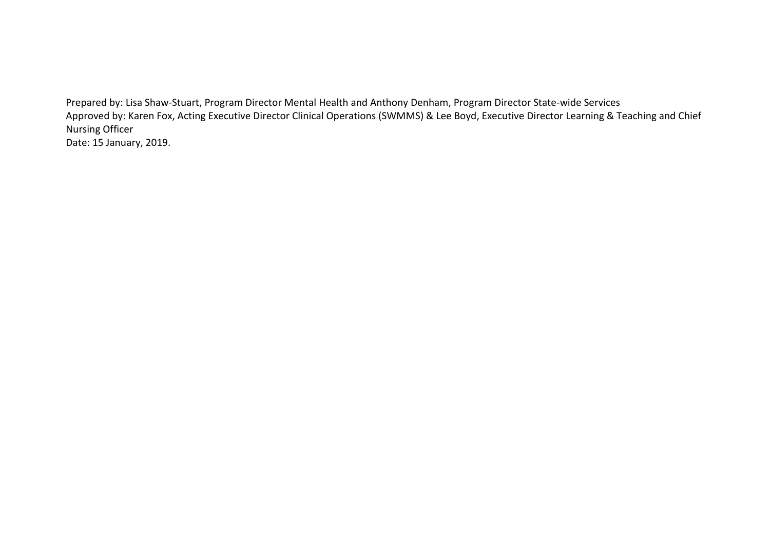Prepared by: Lisa Shaw-Stuart, Program Director Mental Health and Anthony Denham, Program Director State-wide Services
Approved by: Karen Fox, Acting Executive Director Clinical Operations (SWMMS) & Lee Boyd, Executive Director Learning & Teaching and Chief Nursing Officer
Date: 15 January, 2019.